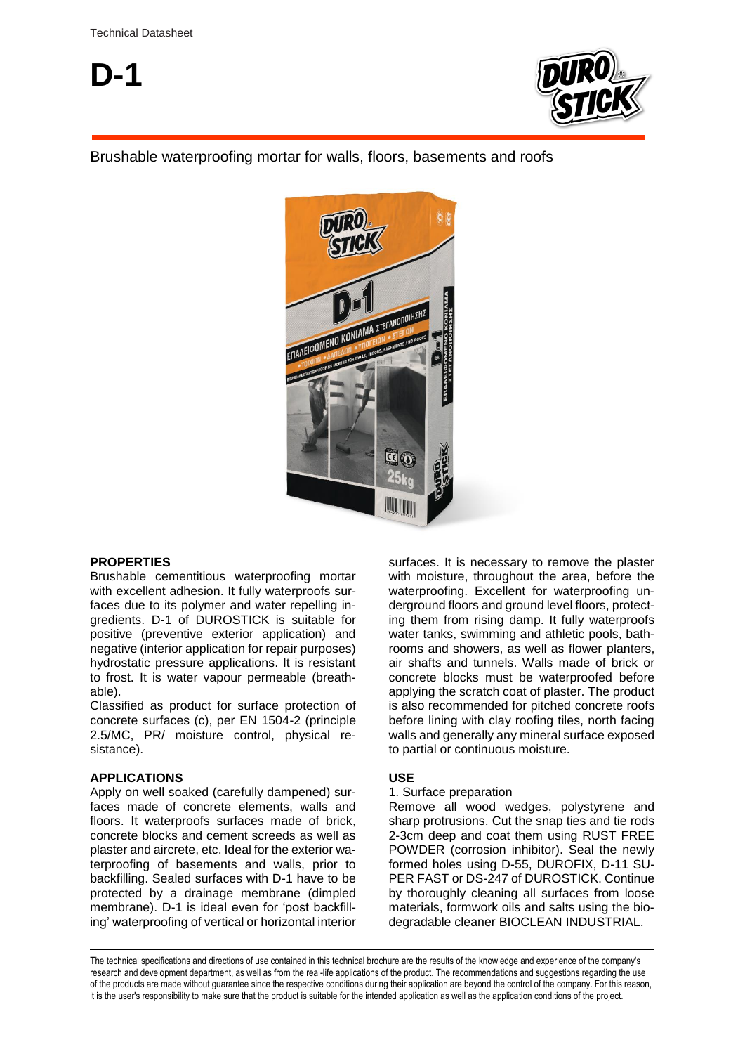Technical Datasheet

# D-1

Brushable waterproofing mortar for walls, floors, basements and roofs

## PROPERTIES

Brushable cementitious waterproofing mortar with excellent adhesion. It fully waterproofs surfaces due to its polymer and water repelling ingredients. D-1 of DUROSTICK is suitable for positive (preventive exterior application) and negative (interior application for repair purposes) hydrostatic pressure applications. It is resistant to frost. It is water vapour permeable (breathable).

Classified as product for surface protection of concrete surfaces (c), per EN 1504-2 (principle 2.5/MC, PR/ moisture control, physical resistance).

## APPLICATIONS

Apply on well soaked (carefully dampened) surfaces made of concrete elements, walls and floors. It waterproofs surfaces made of brick, concrete blocks and cement screeds as well as plaster and aircrete, etc. Ideal for the exterior waterproofing of basements and walls, prior to backfilling. Sealed surfaces with D-1 have to be protected by a drainage membrane (dimpled membrane). D-1 is ideal even for 'post backfilling' waterproofing of vertical or horizontal interior surfaces. It is necessary to remove the plaster with moisture, throughout the area, before the waterproofing. Excellent for waterproofing underground floors and ground level floors, protecting them from rising damp. It fully waterproofs water tanks, swimming and athletic pools, bathrooms and showers, as well as flower planters, air shafts and tunnels. Walls made of brick or concrete blocks must be waterproofed before applying the scratch coat of plaster. The product is also recommended for pitched concrete roofs before lining with clay roofing tiles, north facing walls and generally any mineral surface exposed to partial or continuous moisture.

## USE

1. Surface preparation

Remove all wood wedges, polystyrene and sharp protrusions. Cut the snap ties and tie rods 2-3cm deep and coat them using RUST FREE POWDER (corrosion inhibitor). Seal the newly formed holes using D-55, DUROFIX, D-11 SUPER FAST or DS-247 of DUROSTICK. Continue by thoroughly cleaning all surfaces from loose materials, formwork oils and salts using the biodegradable cleaner BIOCLEAN INDUSTRIAL.

The technical specifications and directions of use contained in this technical brochure are the results of the knowledge and experience of the company's research and development department, as well as from the real-life applications of the product. The recommendations and suggestions regarding the use of the products are made without guarantee since the respective conditions during their application are beyond the control of the company. For this reason, it is the user's responsibility to make sure that the product is suitable for the intended application as well as the application conditions of the project.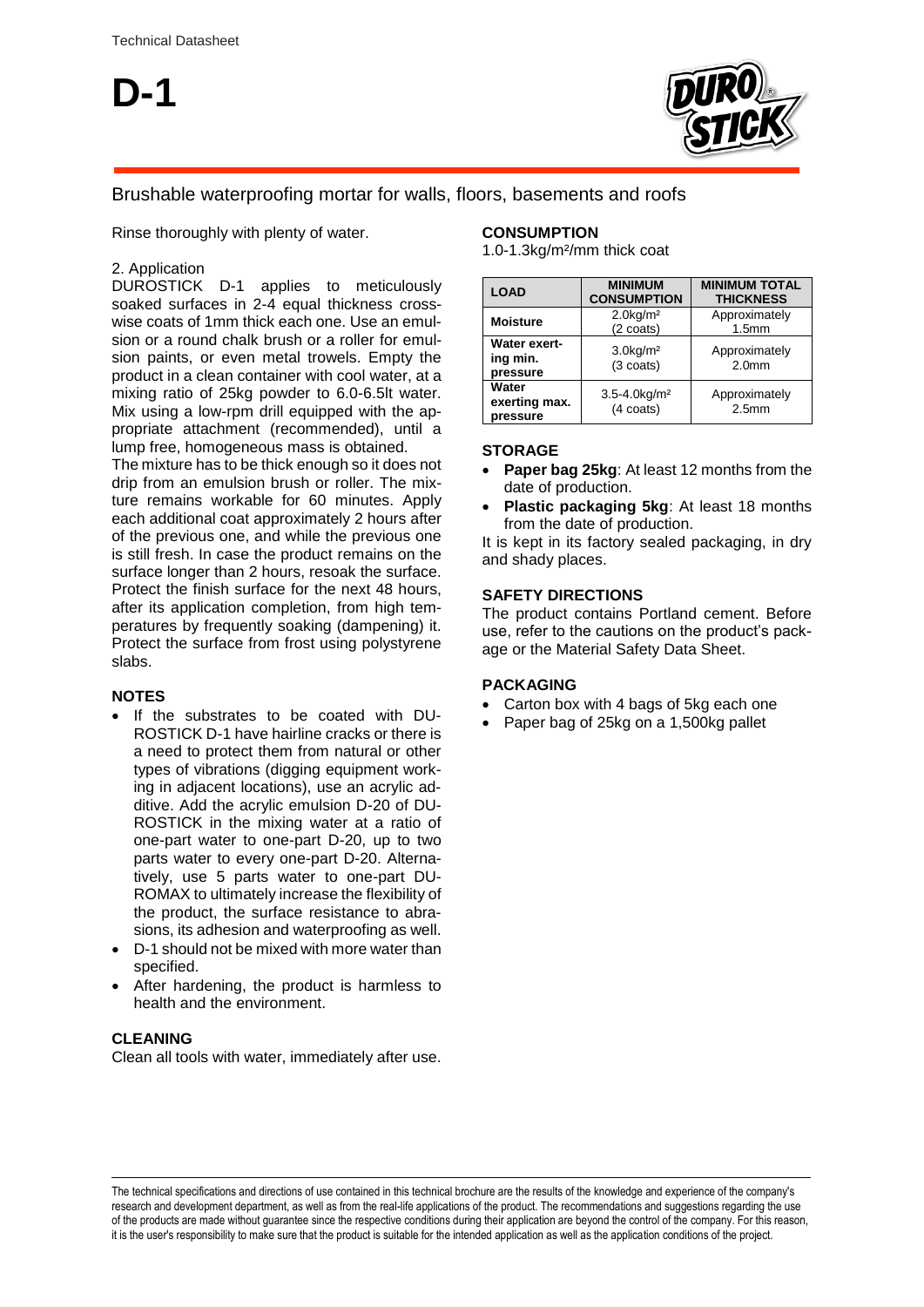# D-1

## Brushable waterproofing mortar for walls, floors, basements and roofs

Rinse thoroughly with plenty of water.

2. Application

DUROSTICK D-1 applies to meticulously soaked surfaces in 2-4 equal thickness crosswise coats of 1mm thick each one. Use an emulsion or a round chalk brush or a roller for emulsion paints, or even metal trowels. Empty the product in a clean container with cool water, at a mixing ratio of 25kg powder to 6.0-6.5lt water. Mix using a low-rpm drill equipped with the appropriate attachment (recommended), until a lump free, homogeneous mass is obtained.

The mixture has to be thick enough so it does not drip from an emulsion brush or roller. The mixture remains workable for 60 minutes. Apply each additional coat approximately 2 hours after of the previous one, and while the previous one is still fresh. In case the product remains on the surface longer than 2 hours, resoak the surface. Protect the finish surface for the next 48 hours, after its application completion, from high temperatures by frequently soaking (dampening) it. Protect the surface from frost using polystyrene slabs.

### NOTES

- If the substrates to be coated with DUROSTICK D-1 have hairline cracks or there is a need to protect them from natural or other types of vibrations (digging equipment working in adjacent locations), use an acrylic additive. Add the acrylic emulsion D-20 of DUROSTICK in the mixing water at a ratio of one-part water to one-part D-20, up to two parts water to every one-part D-20. Alternatively, use 5 parts water to one-part DUROMAX to ultimately increase the flexibility of the product, the surface resistance to abrasions, its adhesion and waterproofing as well.
- D-1 should not be mixed with more water than specified.
- After hardening, the product is harmless to health and the environment.

### CLEANING

Clean all tools with water, immediately after use.

### CONSUMPTION

1.0-1.3kg/m²/mm thick coat

| LOAD | MINIMUM CONSUMPTION | MINIMUM TOTAL THICKNESS |
|---|---|---|
| **Moisture** | 2.0kg/m² (2 coats) | Approximately 1.5mm |
| **Water exerting min. pressure** | 3.0kg/m² (3 coats) | Approximately 2.0mm |
| **Water exerting max. pressure** | 3.5-4.0kg/m² (4 coats) | Approximately 2.5mm |

### STORAGE

- **Paper bag 25kg**: At least 12 months from the date of production.
- **Plastic packaging 5kg**: At least 18 months from the date of production.

It is kept in its factory sealed packaging, in dry and shady places.

### SAFETY DIRECTIONS

The product contains Portland cement. Before use, refer to the cautions on the product's package or the Material Safety Data Sheet.

### PACKAGING

- Carton box with 4 bags of 5kg each one
- Paper bag of 25kg on a 1,500kg pallet

The technical specifications and directions of use contained in this technical brochure are the results of the knowledge and experience of the company's research and development department, as well as from the real-life applications of the product. The recommendations and suggestions regarding the use of the products are made without guarantee since the respective conditions during their application are beyond the control of the company. For this reason, it is the user's responsibility to make sure that the product is suitable for the intended application as well as the application conditions of the project.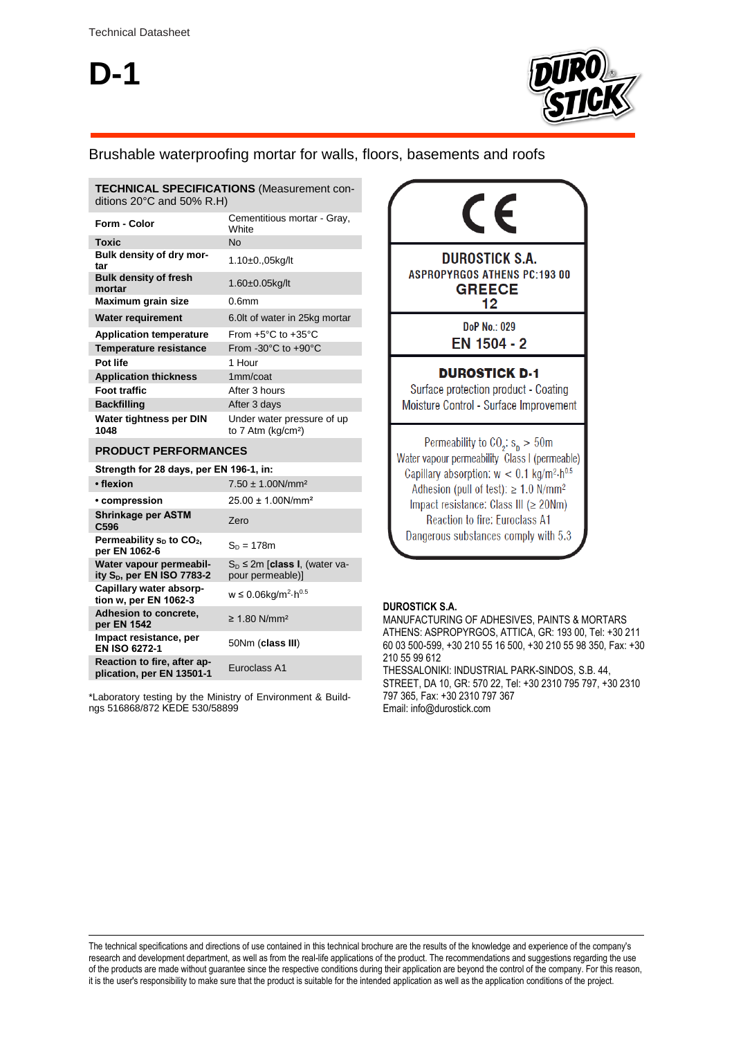Technical Datasheet

# D-1

DURO STICK®

## Brushable waterproofing mortar for walls, floors, basements and roofs

| **TECHNICAL SPECIFICATIONS** (Measurement conditions 20°C and 50% R.H) | |
|---|---|
| **Form - Color** | Cementitious mortar - Gray, White |
| **Toxic** | No |
| **Bulk density of dry mortar** | 1.10±0.,05kg/lt |
| **Bulk density of fresh mortar** | 1.60±0.05kg/lt |
| **Maximum grain size** | 0.6mm |
| **Water requirement** | 6.0lt of water in 25kg mortar |
| **Application temperature** | From +5°C to +35°C |
| **Temperature resistance** | From -30°C to +90°C |
| **Pot life** | 1 Hour |
| **Application thickness** | 1mm/coat |
| **Foot traffic** | After 3 hours |
| **Backfilling** | After 3 days |
| **Water tightness per DIN 1048** | Under water pressure of up to 7 Atm (kg/cm²) |

| **PRODUCT PERFORMANCES** | |
|---|---|
| **Strength for 28 days, per EN 196-1, in:** | |
| **• flexion** | 7.50 ± 1.00N/mm² |
| **• compression** | 25.00 ± 1.00N/mm² |
| **Shrinkage per ASTM C596** | Zero |
| **Permeability $s_D$ to $CO_2$, per EN 1062-6** | $S_D$ = 178m |
| **Water vapour permeability $S_D$, per EN ISO 7783-2** | $S_D$ ≤ 2m [**class I**, (water vapour permeable)] |
| **Capillary water absorption w, per EN 1062-3** | w ≤ 0.06kg/m²·h$^{0.5}$ |
| **Adhesion to concrete, per EN 1542** | ≥ 1.80 N/mm² |
| **Impact resistance, per EN ISO 6272-1** | 50Nm (**class III**) |
| **Reaction to fire, after application, per EN 13501-1** | Euroclass A1 |

*Laboratory testing by the Ministry of Environment & Buildngs 516868/872 KEDE 530/58899

CE

DUROSTICK S.A.
ASPROPYRGOS ATHENS PC:193 00
GREECE
12

DoP No.: 029
EN 1504 - 2

**DUROSTICK D-1**
Surface protection product - Coating
Moisture Control - Surface Improvement

Permeability to $CO_2$: $s_D$ > 50m
Water vapour permeability Class I (permeable)
Capillary absorption: w < 0.1 kg/m²·h$^{0.5}$
Adhesion (pull of test): ≥ 1.0 N/mm²
Impact resistance: Class III (≥ 20Nm)
Reaction to fire: Euroclass A1
Dangerous substances comply with 5.3

**DUROSTICK S.A.**
MANUFACTURING OF ADHESIVES, PAINTS & MORTARS
ATHENS: ASPROPYRGOS, ATTICA, GR: 193 00, Tel: +30 211 60 03 500-599, +30 210 55 16 500, +30 210 55 98 350, Fax: +30 210 55 99 612
THESSALONIKI: INDUSTRIAL PARK-SINDOS, S.B. 44, STREET, DA 10, GR: 570 22, Tel: +30 2310 795 797, +30 2310 797 365, Fax: +30 2310 797 367
Email: info@durostick.com

The technical specifications and directions of use contained in this technical brochure are the results of the knowledge and experience of the company's research and development department, as well as from the real-life applications of the product. The recommendations and suggestions regarding the use of the products are made without guarantee since the respective conditions during their application are beyond the control of the company. For this reason, it is the user's responsibility to make sure that the product is suitable for the intended application as well as the application conditions of the project.